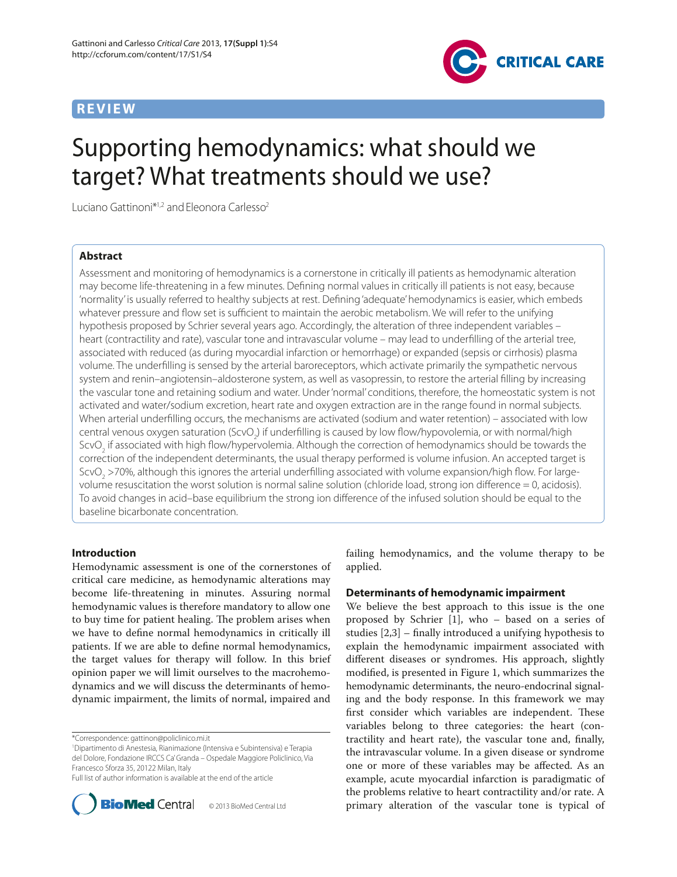REVIEW

# Supporting hemodynamics: what should we target? What treatments should we use?

Luciano Gattinoni*[1,2] and Eleonora Carlesso[2]

## Abstract

Assessment and monitoring of hemodynamics is a cornerstone in critically ill patients as hemodynamic alteration may become life-threatening in a few minutes. Defining normal values in critically ill patients is not easy, because 'normality' is usually referred to healthy subjects at rest. Defining 'adequate' hemodynamics is easier, which embeds whatever pressure and flow set is sufficient to maintain the aerobic metabolism. We will refer to the unifying hypothesis proposed by Schrier several years ago. Accordingly, the alteration of three independent variables – heart (contractility and rate), vascular tone and intravascular volume – may lead to underfilling of the arterial tree, associated with reduced (as during myocardial infarction or hemorrhage) or expanded (sepsis or cirrhosis) plasma volume. The underfilling is sensed by the arterial baroreceptors, which activate primarily the sympathetic nervous system and renin–angiotensin–aldosterone system, as well as vasopressin, to restore the arterial filling by increasing the vascular tone and retaining sodium and water. Under 'normal' conditions, therefore, the homeostatic system is not activated and water/sodium excretion, heart rate and oxygen extraction are in the range found in normal subjects. When arterial underfilling occurs, the mechanisms are activated (sodium and water retention) – associated with low central venous oxygen saturation ($ScvO_2$) if underfilling is caused by low flow/hypovolemia, or with normal/high $ScvO_2$ if associated with high flow/hypervolemia. Although the correction of hemodynamics should be towards the correction of the independent determinants, the usual therapy performed is volume infusion. An accepted target is $ScvO_2$ >70%, although this ignores the arterial underfilling associated with volume expansion/high flow. For large-volume resuscitation the worst solution is normal saline solution (chloride load, strong ion difference = 0, acidosis). To avoid changes in acid–base equilibrium the strong ion difference of the infused solution should be equal to the baseline bicarbonate concentration.

## Introduction

Hemodynamic assessment is one of the cornerstones of critical care medicine, as hemodynamic alterations may become life-threatening in minutes. Assuring normal hemodynamic values is therefore mandatory to allow one to buy time for patient healing. The problem arises when we have to define normal hemodynamics in critically ill patients. If we are able to define normal hemodynamics, the target values for therapy will follow. In this brief opinion paper we will limit ourselves to the macrohemodynamics and we will discuss the determinants of hemodynamic impairment, the limits of normal, impaired and failing hemodynamics, and the volume therapy to be applied.

## Determinants of hemodynamic impairment

We believe the best approach to this issue is the one proposed by Schrier [1], who – based on a series of studies [2,3] – finally introduced a unifying hypothesis to explain the hemodynamic impairment associated with different diseases or syndromes. His approach, slightly modified, is presented in Figure 1, which summarizes the hemodynamic determinants, the neuro-endocrinal signaling and the body response. In this framework we may first consider which variables are independent. These variables belong to three categories: the heart (contractility and heart rate), the vascular tone and, finally, the intravascular volume. In a given disease or syndrome one or more of these variables may be affected. As an example, acute myocardial infarction is paradigmatic of the problems relative to heart contractility and/or rate. A primary alteration of the vascular tone is typical of

*Correspondence: gattinon@policlinico.mi.it
[1]Dipartimento di Anestesia, Rianimazione (Intensiva e Subintensiva) e Terapia del Dolore, Fondazione IRCCS Ca' Granda – Ospedale Maggiore Policlinico, Via Francesco Sforza 35, 20122 Milan, Italy
Full list of author information is available at the end of the article

© 2013 BioMed Central Ltd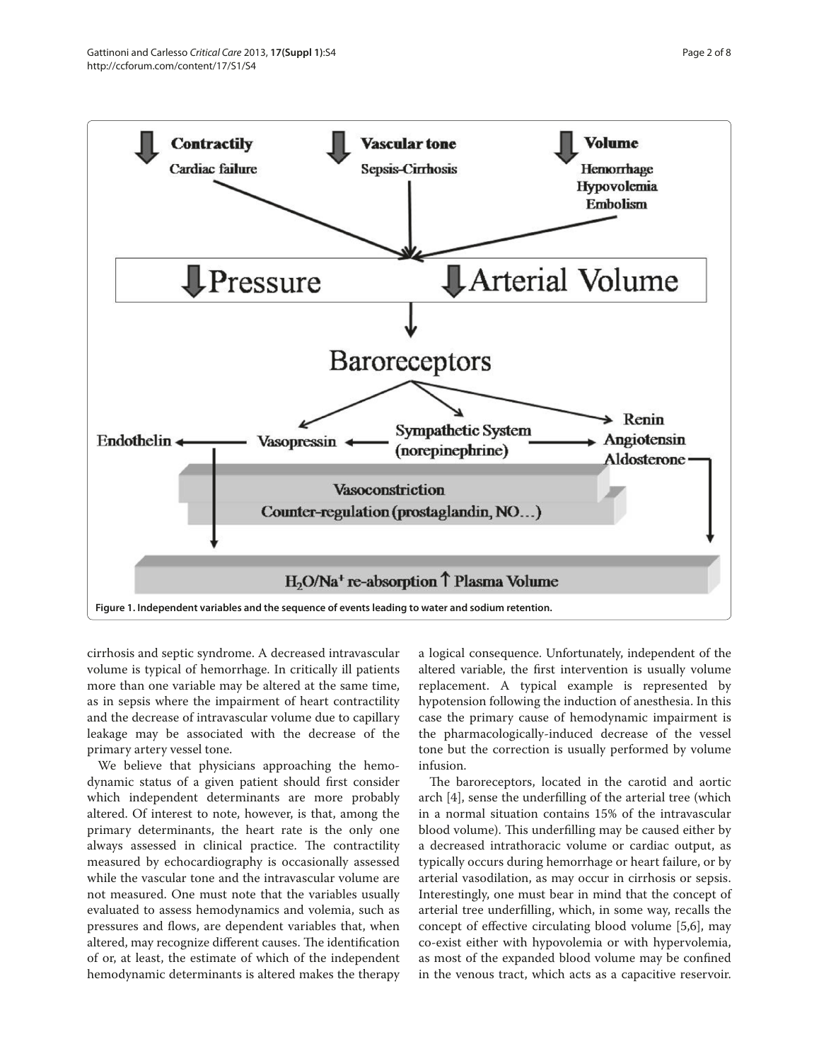Figure 1. Independent variables and the sequence of events leading to water and sodium retention.

cirrhosis and septic syndrome. A decreased intravascular volume is typical of hemorrhage. In critically ill patients more than one variable may be altered at the same time, as in sepsis where the impairment of heart contractility and the decrease of intravascular volume due to capillary leakage may be associated with the decrease of the primary artery vessel tone.

We believe that physicians approaching the hemodynamic status of a given patient should first consider which independent determinants are more probably altered. Of interest to note, however, is that, among the primary determinants, the heart rate is the only one always assessed in clinical practice. The contractility measured by echocardiography is occasionally assessed while the vascular tone and the intravascular volume are not measured. One must note that the variables usually evaluated to assess hemodynamics and volemia, such as pressures and flows, are dependent variables that, when altered, may recognize different causes. The identification of or, at least, the estimate of which of the independent hemodynamic determinants is altered makes the therapy a logical consequence. Unfortunately, independent of the altered variable, the first intervention is usually volume replacement. A typical example is represented by hypotension following the induction of anesthesia. In this case the primary cause of hemodynamic impairment is the pharmacologically-induced decrease of the vessel tone but the correction is usually performed by volume infusion.

The baroreceptors, located in the carotid and aortic arch [4], sense the underfilling of the arterial tree (which in a normal situation contains 15% of the intravascular blood volume). This underfilling may be caused either by a decreased intrathoracic volume or cardiac output, as typically occurs during hemorrhage or heart failure, or by arterial vasodilation, as may occur in cirrhosis or sepsis. Interestingly, one must bear in mind that the concept of arterial tree underfilling, which, in some way, recalls the concept of effective circulating blood volume [5,6], may co-exist either with hypovolemia or with hypervolemia, as most of the expanded blood volume may be confined in the venous tract, which acts as a capacitive reservoir.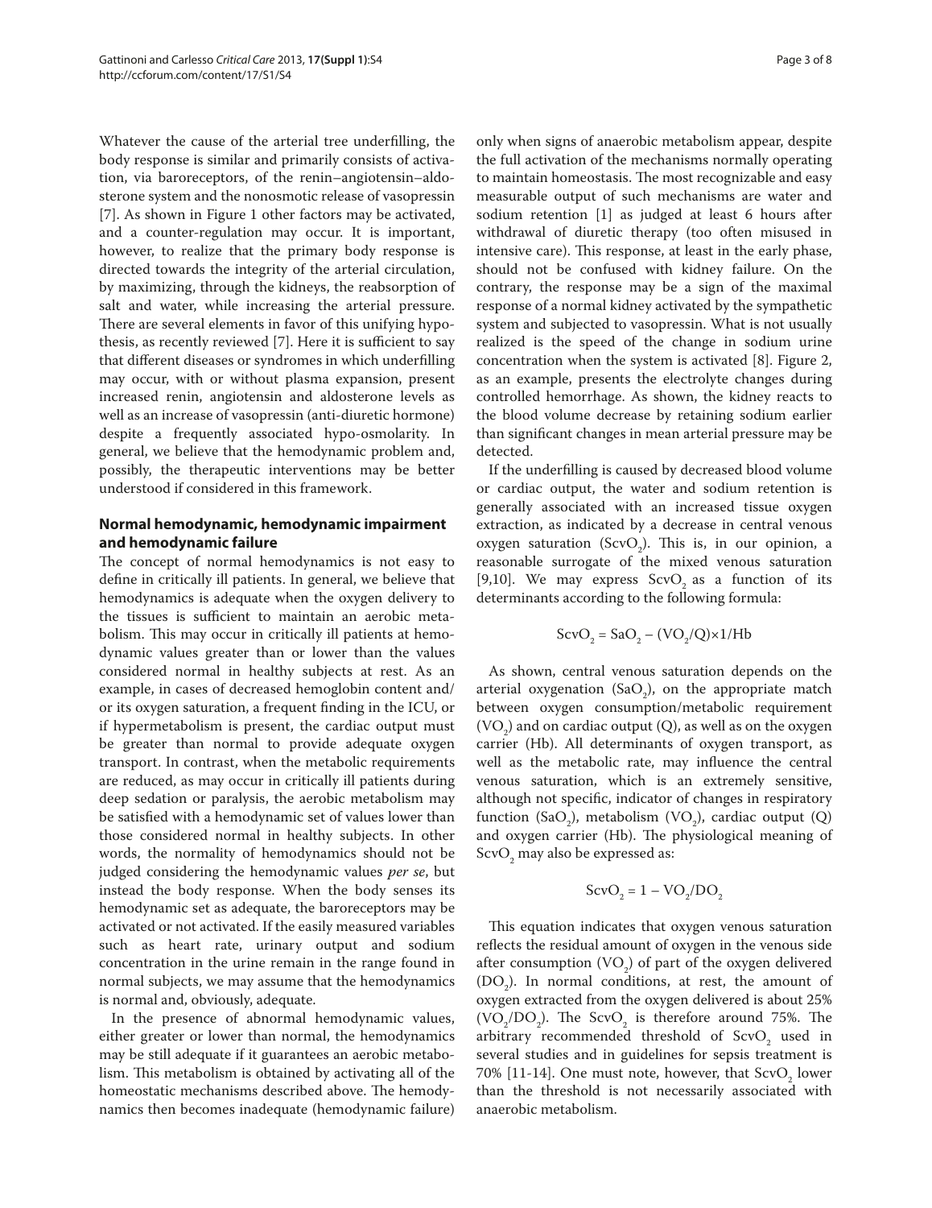Whatever the cause of the arterial tree underfilling, the body response is similar and primarily consists of activation, via baroreceptors, of the renin–angiotensin–aldosterone system and the nonosmotic release of vasopressin [7]. As shown in Figure 1 other factors may be activated, and a counter-regulation may occur. It is important, however, to realize that the primary body response is directed towards the integrity of the arterial circulation, by maximizing, through the kidneys, the reabsorption of salt and water, while increasing the arterial pressure. There are several elements in favor of this unifying hypothesis, as recently reviewed [7]. Here it is sufficient to say that different diseases or syndromes in which underfilling may occur, with or without plasma expansion, present increased renin, angiotensin and aldosterone levels as well as an increase of vasopressin (anti-diuretic hormone) despite a frequently associated hypo-osmolarity. In general, we believe that the hemodynamic problem and, possibly, the therapeutic interventions may be better understood if considered in this framework.

## Normal hemodynamic, hemodynamic impairment and hemodynamic failure

The concept of normal hemodynamics is not easy to define in critically ill patients. In general, we believe that hemodynamics is adequate when the oxygen delivery to the tissues is sufficient to maintain an aerobic metabolism. This may occur in critically ill patients at hemodynamic values greater than or lower than the values considered normal in healthy subjects at rest. As an example, in cases of decreased hemoglobin content and/or its oxygen saturation, a frequent finding in the ICU, or if hypermetabolism is present, the cardiac output must be greater than normal to provide adequate oxygen transport. In contrast, when the metabolic requirements are reduced, as may occur in critically ill patients during deep sedation or paralysis, the aerobic metabolism may be satisfied with a hemodynamic set of values lower than those considered normal in healthy subjects. In other words, the normality of hemodynamics should not be judged considering the hemodynamic values *per se*, but instead the body response. When the body senses its hemodynamic set as adequate, the baroreceptors may be activated or not activated. If the easily measured variables such as heart rate, urinary output and sodium concentration in the urine remain in the range found in normal subjects, we may assume that the hemodynamics is normal and, obviously, adequate.

In the presence of abnormal hemodynamic values, either greater or lower than normal, the hemodynamics may be still adequate if it guarantees an aerobic metabolism. This metabolism is obtained by activating all of the homeostatic mechanisms described above. The hemodynamics then becomes inadequate (hemodynamic failure) only when signs of anaerobic metabolism appear, despite the full activation of the mechanisms normally operating to maintain homeostasis. The most recognizable and easy measurable output of such mechanisms are water and sodium retention [1] as judged at least 6 hours after withdrawal of diuretic therapy (too often misused in intensive care). This response, at least in the early phase, should not be confused with kidney failure. On the contrary, the response may be a sign of the maximal response of a normal kidney activated by the sympathetic system and subjected to vasopressin. What is not usually realized is the speed of the change in sodium urine concentration when the system is activated [8]. Figure 2, as an example, presents the electrolyte changes during controlled hemorrhage. As shown, the kidney reacts to the blood volume decrease by retaining sodium earlier than significant changes in mean arterial pressure may be detected.

If the underfilling is caused by decreased blood volume or cardiac output, the water and sodium retention is generally associated with an increased tissue oxygen extraction, as indicated by a decrease in central venous oxygen saturation ($ScvO_2$). This is, in our opinion, a reasonable surrogate of the mixed venous saturation [9,10]. We may express $ScvO_2$ as a function of its determinants according to the following formula:

$$ScvO_2 = SaO_2 - (VO_2/Q) \times 1/Hb$$

As shown, central venous saturation depends on the arterial oxygenation ($SaO_2$), on the appropriate match between oxygen consumption/metabolic requirement ($VO_2$) and on cardiac output (Q), as well as on the oxygen carrier (Hb). All determinants of oxygen transport, as well as the metabolic rate, may influence the central venous saturation, which is an extremely sensitive, although not specific, indicator of changes in respiratory function ($SaO_2$), metabolism ($VO_2$), cardiac output (Q) and oxygen carrier (Hb). The physiological meaning of $ScvO_2$ may also be expressed as:

$$ScvO_2 = 1 - VO_2/DO_2$$

This equation indicates that oxygen venous saturation reflects the residual amount of oxygen in the venous side after consumption ($VO_2$) of part of the oxygen delivered ($DO_2$). In normal conditions, at rest, the amount of oxygen extracted from the oxygen delivered is about 25% ($VO_2/DO_2$). The $ScvO_2$ is therefore around 75%. The arbitrary recommended threshold of $ScvO_2$ used in several studies and in guidelines for sepsis treatment is 70% [11-14]. One must note, however, that $ScvO_2$ lower than the threshold is not necessarily associated with anaerobic metabolism.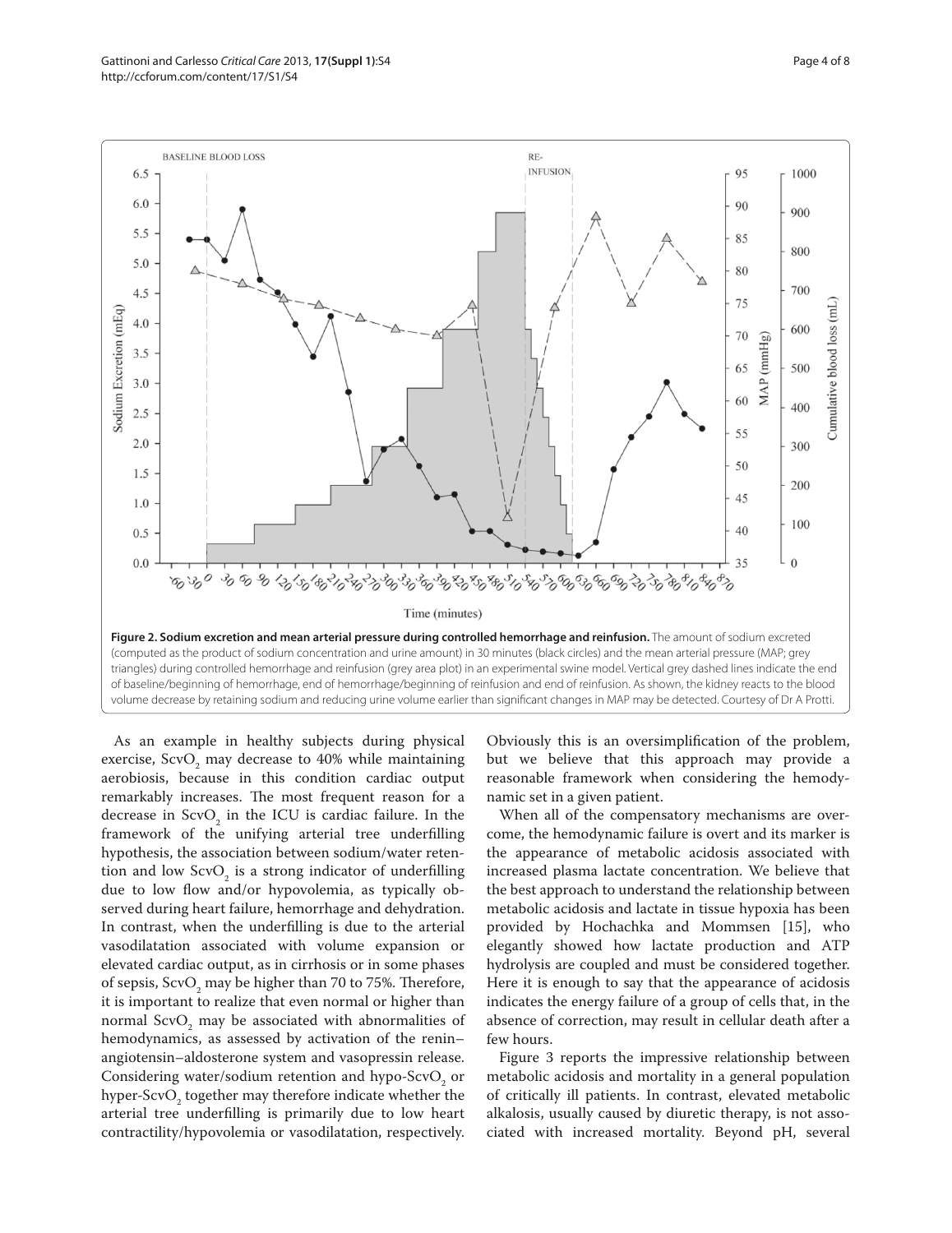**Figure 2. Sodium excretion and mean arterial pressure during controlled hemorrhage and reinfusion.** The amount of sodium excreted (computed as the product of sodium concentration and urine amount) in 30 minutes (black circles) and the mean arterial pressure (MAP; grey triangles) during controlled hemorrhage and reinfusion (grey area plot) in an experimental swine model. Vertical grey dashed lines indicate the end of baseline/beginning of hemorrhage, end of hemorrhage/beginning of reinfusion and end of reinfusion. As shown, the kidney reacts to the blood volume decrease by retaining sodium and reducing urine volume earlier than significant changes in MAP may be detected. Courtesy of Dr A Protti.

As an example in healthy subjects during physical exercise, $ScvO_2$ may decrease to 40% while maintaining aerobiosis, because in this condition cardiac output remarkably increases. The most frequent reason for a decrease in $ScvO_2$ in the ICU is cardiac failure. In the framework of the unifying arterial tree underfilling hypothesis, the association between sodium/water retention and low $ScvO_2$ is a strong indicator of underfilling due to low flow and/or hypovolemia, as typically observed during heart failure, hemorrhage and dehydration. In contrast, when the underfilling is due to the arterial vasodilatation associated with volume expansion or elevated cardiac output, as in cirrhosis or in some phases of sepsis, $ScvO_2$ may be higher than 70 to 75%. Therefore, it is important to realize that even normal or higher than normal $ScvO_2$ may be associated with abnormalities of hemodynamics, as assessed by activation of the renin–angiotensin–aldosterone system and vasopressin release. Considering water/sodium retention and hypo-$ScvO_2$ or hyper-$ScvO_2$ together may therefore indicate whether the arterial tree underfilling is primarily due to low heart contractility/hypovolemia or vasodilatation, respectively. Obviously this is an oversimplification of the problem, but we believe that this approach may provide a reasonable framework when considering the hemodynamic set in a given patient.

When all of the compensatory mechanisms are overcome, the hemodynamic failure is overt and its marker is the appearance of metabolic acidosis associated with increased plasma lactate concentration. We believe that the best approach to understand the relationship between metabolic acidosis and lactate in tissue hypoxia has been provided by Hochachka and Mommsen [15], who elegantly showed how lactate production and ATP hydrolysis are coupled and must be considered together. Here it is enough to say that the appearance of acidosis indicates the energy failure of a group of cells that, in the absence of correction, may result in cellular death after a few hours.

Figure 3 reports the impressive relationship between metabolic acidosis and mortality in a general population of critically ill patients. In contrast, elevated metabolic alkalosis, usually caused by diuretic therapy, is not associated with increased mortality. Beyond pH, several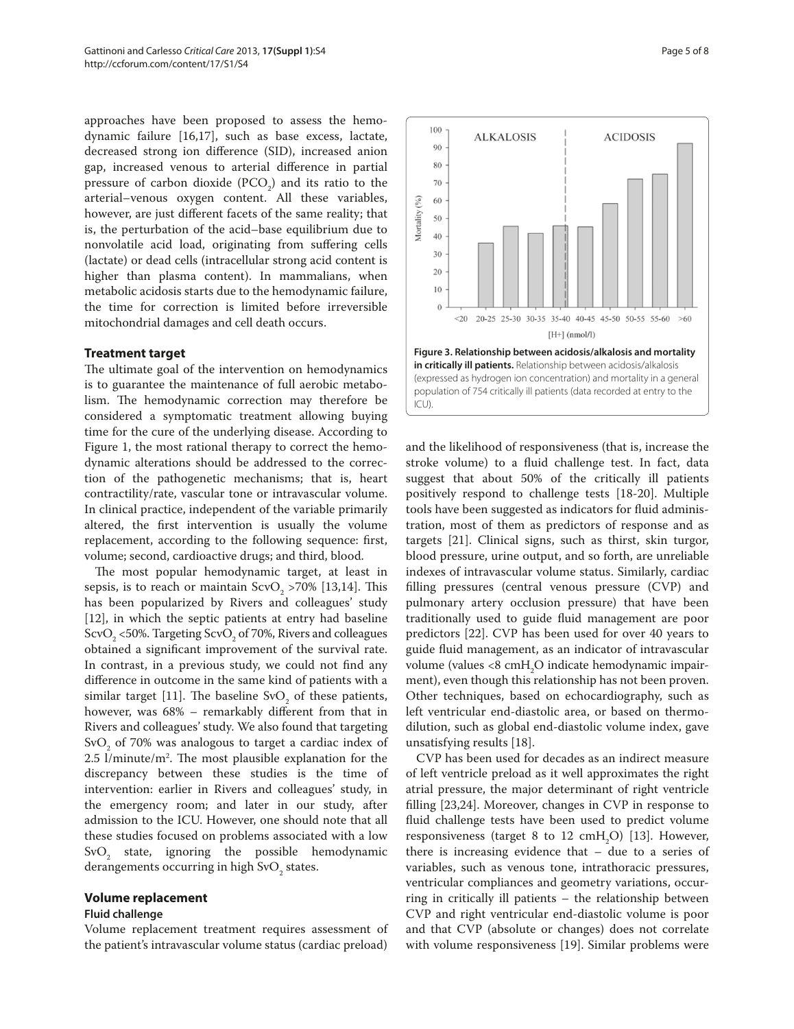approaches have been proposed to assess the hemodynamic failure [16,17], such as base excess, lactate, decreased strong ion difference (SID), increased anion gap, increased venous to arterial difference in partial pressure of carbon dioxide ($PCO_2$) and its ratio to the arterial–venous oxygen content. All these variables, however, are just different facets of the same reality; that is, the perturbation of the acid–base equilibrium due to nonvolatile acid load, originating from suffering cells (lactate) or dead cells (intracellular strong acid content is higher than plasma content). In mammalians, when metabolic acidosis starts due to the hemodynamic failure, the time for correction is limited before irreversible mitochondrial damages and cell death occurs.

## Treatment target

The ultimate goal of the intervention on hemodynamics is to guarantee the maintenance of full aerobic metabolism. The hemodynamic correction may therefore be considered a symptomatic treatment allowing buying time for the cure of the underlying disease. According to Figure 1, the most rational therapy to correct the hemodynamic alterations should be addressed to the correction of the pathogenetic mechanisms; that is, heart contractility/rate, vascular tone or intravascular volume. In clinical practice, independent of the variable primarily altered, the first intervention is usually the volume replacement, according to the following sequence: first, volume; second, cardioactive drugs; and third, blood.

The most popular hemodynamic target, at least in sepsis, is to reach or maintain $ScvO_2$ >70% [13,14]. This has been popularized by Rivers and colleagues' study [12], in which the septic patients at entry had baseline $ScvO_2$ <50%. Targeting $ScvO_2$ of 70%, Rivers and colleagues obtained a significant improvement of the survival rate. In contrast, in a previous study, we could not find any difference in outcome in the same kind of patients with a similar target [11]. The baseline $SvO_2$ of these patients, however, was 68% – remarkably different from that in Rivers and colleagues' study. We also found that targeting $SvO_2$ of 70% was analogous to target a cardiac index of 2.5 l/minute/m$^2$. The most plausible explanation for the discrepancy between these studies is the time of intervention: earlier in Rivers and colleagues' study, in the emergency room; and later in our study, after admission to the ICU. However, one should note that all these studies focused on problems associated with a low $SvO_2$ state, ignoring the possible hemodynamic derangements occurring in high $SvO_2$ states.

**Figure 3. Relationship between acidosis/alkalosis and mortality in critically ill patients.** Relationship between acidosis/alkalosis (expressed as hydrogen ion concentration) and mortality in a general population of 754 critically ill patients (data recorded at entry to the ICU).

## Volume replacement

### Fluid challenge

Volume replacement treatment requires assessment of the patient's intravascular volume status (cardiac preload) and the likelihood of responsiveness (that is, increase the stroke volume) to a fluid challenge test. In fact, data suggest that about 50% of the critically ill patients positively respond to challenge tests [18-20]. Multiple tools have been suggested as indicators for fluid administration, most of them as predictors of response and as targets [21]. Clinical signs, such as thirst, skin turgor, blood pressure, urine output, and so forth, are unreliable indexes of intravascular volume status. Similarly, cardiac filling pressures (central venous pressure (CVP) and pulmonary artery occlusion pressure) that have been traditionally used to guide fluid management are poor predictors [22]. CVP has been used for over 40 years to guide fluid management, as an indicator of intravascular volume (values <8 cm$H_2O$ indicate hemodynamic impairment), even though this relationship has not been proven. Other techniques, based on echocardiography, such as left ventricular end-diastolic area, or based on thermodilution, such as global end-diastolic volume index, gave unsatisfying results [18].

CVP has been used for decades as an indirect measure of left ventricle preload as it well approximates the right atrial pressure, the major determinant of right ventricle filling [23,24]. Moreover, changes in CVP in response to fluid challenge tests have been used to predict volume responsiveness (target 8 to 12 cm$H_2O$) [13]. However, there is increasing evidence that – due to a series of variables, such as venous tone, intrathoracic pressures, ventricular compliances and geometry variations, occurring in critically ill patients – the relationship between CVP and right ventricular end-diastolic volume is poor and that CVP (absolute or changes) does not correlate with volume responsiveness [19]. Similar problems were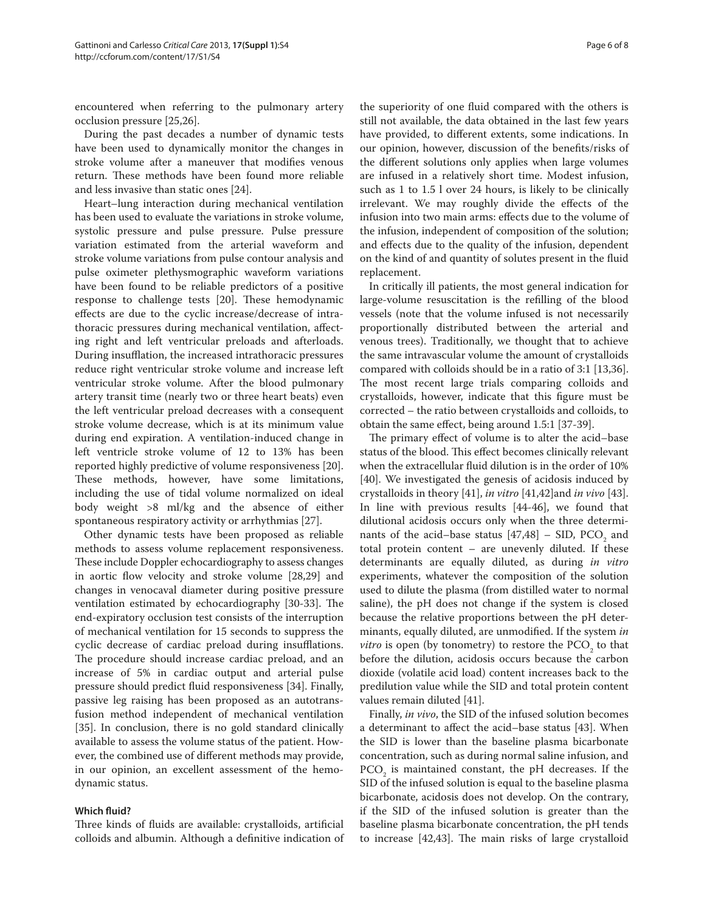encountered when referring to the pulmonary artery occlusion pressure [25,26].

During the past decades a number of dynamic tests have been used to dynamically monitor the changes in stroke volume after a maneuver that modifies venous return. These methods have been found more reliable and less invasive than static ones [24].

Heart–lung interaction during mechanical ventilation has been used to evaluate the variations in stroke volume, systolic pressure and pulse pressure. Pulse pressure variation estimated from the arterial waveform and stroke volume variations from pulse contour analysis and pulse oximeter plethysmographic waveform variations have been found to be reliable predictors of a positive response to challenge tests [20]. These hemodynamic effects are due to the cyclic increase/decrease of intrathoracic pressures during mechanical ventilation, affecting right and left ventricular preloads and afterloads. During insufflation, the increased intrathoracic pressures reduce right ventricular stroke volume and increase left ventricular stroke volume. After the blood pulmonary artery transit time (nearly two or three heart beats) even the left ventricular preload decreases with a consequent stroke volume decrease, which is at its minimum value during end expiration. A ventilation-induced change in left ventricle stroke volume of 12 to 13% has been reported highly predictive of volume responsiveness [20]. These methods, however, have some limitations, including the use of tidal volume normalized on ideal body weight >8 ml/kg and the absence of either spontaneous respiratory activity or arrhythmias [27].

Other dynamic tests have been proposed as reliable methods to assess volume replacement responsiveness. These include Doppler echocardiography to assess changes in aortic flow velocity and stroke volume [28,29] and changes in venocaval diameter during positive pressure ventilation estimated by echocardiography [30-33]. The end-expiratory occlusion test consists of the interruption of mechanical ventilation for 15 seconds to suppress the cyclic decrease of cardiac preload during insufflations. The procedure should increase cardiac preload, and an increase of 5% in cardiac output and arterial pulse pressure should predict fluid responsiveness [34]. Finally, passive leg raising has been proposed as an autotransfusion method independent of mechanical ventilation [35]. In conclusion, there is no gold standard clinically available to assess the volume status of the patient. However, the combined use of different methods may provide, in our opinion, an excellent assessment of the hemodynamic status.

### Which fluid?

Three kinds of fluids are available: crystalloids, artificial colloids and albumin. Although a definitive indication of the superiority of one fluid compared with the others is still not available, the data obtained in the last few years have provided, to different extents, some indications. In our opinion, however, discussion of the benefits/risks of the different solutions only applies when large volumes are infused in a relatively short time. Modest infusion, such as 1 to 1.5 l over 24 hours, is likely to be clinically irrelevant. We may roughly divide the effects of the infusion into two main arms: effects due to the volume of the infusion, independent of composition of the solution; and effects due to the quality of the infusion, dependent on the kind of and quantity of solutes present in the fluid replacement.

In critically ill patients, the most general indication for large-volume resuscitation is the refilling of the blood vessels (note that the volume infused is not necessarily proportionally distributed between the arterial and venous trees). Traditionally, we thought that to achieve the same intravascular volume the amount of crystalloids compared with colloids should be in a ratio of 3:1 [13,36]. The most recent large trials comparing colloids and crystalloids, however, indicate that this figure must be corrected – the ratio between crystalloids and colloids, to obtain the same effect, being around 1.5:1 [37-39].

The primary effect of volume is to alter the acid–base status of the blood. This effect becomes clinically relevant when the extracellular fluid dilution is in the order of 10% [40]. We investigated the genesis of acidosis induced by crystalloids in theory [41], *in vitro* [41,42]and *in vivo* [43]. In line with previous results [44-46], we found that dilutional acidosis occurs only when the three determinants of the acid–base status [47,48] – SID, $PCO_2$ and total protein content – are unevenly diluted. If these determinants are equally diluted, as during *in vitro* experiments, whatever the composition of the solution used to dilute the plasma (from distilled water to normal saline), the pH does not change if the system is closed because the relative proportions between the pH determinants, equally diluted, are unmodified. If the system *in vitro* is open (by tonometry) to restore the $PCO_2$ to that before the dilution, acidosis occurs because the carbon dioxide (volatile acid load) content increases back to the predilution value while the SID and total protein content values remain diluted [41].

Finally, *in vivo*, the SID of the infused solution becomes a determinant to affect the acid–base status [43]. When the SID is lower than the baseline plasma bicarbonate concentration, such as during normal saline infusion, and $PCO_2$ is maintained constant, the pH decreases. If the SID of the infused solution is equal to the baseline plasma bicarbonate, acidosis does not develop. On the contrary, if the SID of the infused solution is greater than the baseline plasma bicarbonate concentration, the pH tends to increase [42,43]. The main risks of large crystalloid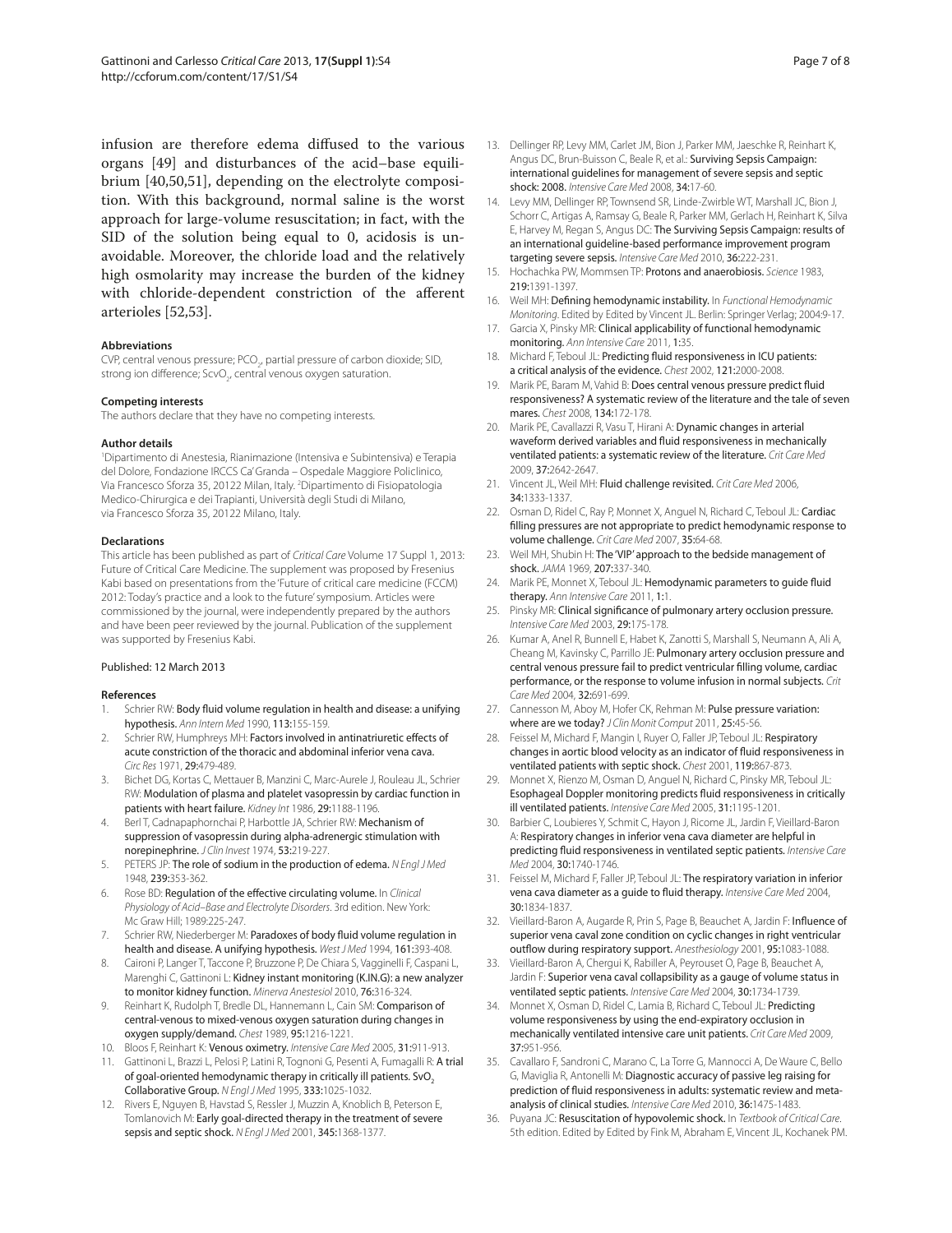infusion are therefore edema diffused to the various organs [49] and disturbances of the acid–base equilibrium [40,50,51], depending on the electrolyte composition. With this background, normal saline is the worst approach for large-volume resuscitation; in fact, with the SID of the solution being equal to 0, acidosis is unavoidable. Moreover, the chloride load and the relatively high osmolarity may increase the burden of the kidney with chloride-dependent constriction of the afferent arterioles [52,53].

#### Abbreviations

CVP, central venous pressure; $PCO_2$, partial pressure of carbon dioxide; SID, strong ion difference; $ScvO_2$, central venous oxygen saturation.

#### Competing interests

The authors declare that they have no competing interests.

#### Author details

[1]Dipartimento di Anestesia, Rianimazione (Intensiva e Subintensiva) e Terapia del Dolore, Fondazione IRCCS Ca' Granda – Ospedale Maggiore Policlinico, Via Francesco Sforza 35, 20122 Milan, Italy. [2]Dipartimento di Fisiopatologia Medico-Chirurgica e dei Trapianti, Università degli Studi di Milano, via Francesco Sforza 35, 20122 Milano, Italy.

#### Declarations

This article has been published as part of *Critical Care* Volume 17 Suppl 1, 2013: Future of Critical Care Medicine. The supplement was proposed by Fresenius Kabi based on presentations from the 'Future of critical care medicine (FCCM) 2012: Today's practice and a look to the future' symposium. Articles were commissioned by the journal, were independently prepared by the authors and have been peer reviewed by the journal. Publication of the supplement was supported by Fresenius Kabi.

Published: 12 March 2013

#### References

1. Schrier RW: **Body fluid volume regulation in health and disease: a unifying hypothesis.** *Ann Intern Med* 1990, **113:**155-159.
2. Schrier RW, Humphreys MH: **Factors involved in antinatriuretic effects of acute constriction of the thoracic and abdominal inferior vena cava.** *Circ Res* 1971, **29:**479-489.
3. Bichet DG, Kortas C, Mettauer B, Manzini C, Marc-Aurele J, Rouleau JL, Schrier RW: **Modulation of plasma and platelet vasopressin by cardiac function in patients with heart failure.** *Kidney Int* 1986, **29:**1188-1196.
4. Berl T, Cadnapaphornchai P, Harbottle JA, Schrier RW: **Mechanism of suppression of vasopressin during alpha-adrenergic stimulation with norepinephrine.** *J Clin Invest* 1974, **53:**219-227.
5. PETERS JP: **The role of sodium in the production of edema.** *N Engl J Med* 1948, **239:**353-362.
6. Rose BD: **Regulation of the effective circulating volume.** In *Clinical Physiology of Acid–Base and Electrolyte Disorders*. 3rd edition. New York: Mc Graw Hill; 1989:225-247.
7. Schrier RW, Niederberger M: **Paradoxes of body fluid volume regulation in health and disease. A unifying hypothesis.** *West J Med* 1994, **161:**393-408.
8. Caironi P, Langer T, Taccone P, Bruzzone P, De Chiara S, Vagginelli F, Caspani L, Marenghi C, Gattinoni L: **Kidney instant monitoring (K.IN.G): a new analyzer to monitor kidney function.** *Minerva Anestesiol* 2010, **76:**316-324.
9. Reinhart K, Rudolph T, Bredle DL, Hannemann L, Cain SM: **Comparison of central-venous to mixed-venous oxygen saturation during changes in oxygen supply/demand.** *Chest* 1989, **95:**1216-1221.
10. Bloos F, Reinhart K: **Venous oximetry.** *Intensive Care Med* 2005, **31:**911-913.
11. Gattinoni L, Brazzi L, Pelosi P, Latini R, Tognoni G, Pesenti A, Fumagalli R: **A trial of goal-oriented hemodynamic therapy in critically ill patients. $SvO_2$ Collaborative Group.** *N Engl J Med* 1995, **333:**1025-1032.
12. Rivers E, Nguyen B, Havstad S, Ressler J, Muzzin A, Knoblich B, Peterson E, Tomlanovich M: **Early goal-directed therapy in the treatment of severe sepsis and septic shock.** *N Engl J Med* 2001, **345:**1368-1377.
13. Dellinger RP, Levy MM, Carlet JM, Bion J, Parker MM, Jaeschke R, Reinhart K, Angus DC, Brun-Buisson C, Beale R, et al.: **Surviving Sepsis Campaign: international guidelines for management of severe sepsis and septic shock: 2008.** *Intensive Care Med* 2008, **34:**17-60.
14. Levy MM, Dellinger RP, Townsend SR, Linde-Zwirble WT, Marshall JC, Bion J, Schorr C, Artigas A, Ramsay G, Beale R, Parker MM, Gerlach H, Reinhart K, Silva E, Harvey M, Regan S, Angus DC: **The Surviving Sepsis Campaign: results of an international guideline-based performance improvement program targeting severe sepsis.** *Intensive Care Med* 2010, **36:**222-231.
15. Hochachka PW, Mommsen TP: **Protons and anaerobiosis.** *Science* 1983, **219:**1391-1397.
16. Weil MH: **Defining hemodynamic instability.** In *Functional Hemodynamic Monitoring*. Edited by Edited by Vincent JL. Berlin: Springer Verlag; 2004:9-17.
17. Garcia X, Pinsky MR: **Clinical applicability of functional hemodynamic monitoring.** *Ann Intensive Care* 2011, **1:**35.
18. Michard F, Teboul JL: **Predicting fluid responsiveness in ICU patients: a critical analysis of the evidence.** *Chest* 2002, **121:**2000-2008.
19. Marik PE, Baram M, Vahid B: **Does central venous pressure predict fluid responsiveness? A systematic review of the literature and the tale of seven mares.** *Chest* 2008, **134:**172-178.
20. Marik PE, Cavallazzi R, Vasu T, Hirani A: **Dynamic changes in arterial waveform derived variables and fluid responsiveness in mechanically ventilated patients: a systematic review of the literature.** *Crit Care Med* 2009, **37:**2642-2647.
21. Vincent JL, Weil MH: **Fluid challenge revisited.** *Crit Care Med* 2006, **34:**1333-1337.
22. Osman D, Ridel C, Ray P, Monnet X, Anguel N, Richard C, Teboul JL: **Cardiac filling pressures are not appropriate to predict hemodynamic response to volume challenge.** *Crit Care Med* 2007, **35:**64-68.
23. Weil MH, Shubin H: **The 'VIP' approach to the bedside management of shock.** *JAMA* 1969, **207:**337-340.
24. Marik PE, Monnet X, Teboul JL: **Hemodynamic parameters to guide fluid therapy.** *Ann Intensive Care* 2011, **1:**1.
25. Pinsky MR: **Clinical significance of pulmonary artery occlusion pressure.** *Intensive Care Med* 2003, **29:**175-178.
26. Kumar A, Anel R, Bunnell E, Habet K, Zanotti S, Marshall S, Neumann A, Ali A, Cheang M, Kavinsky C, Parrillo JE: **Pulmonary artery occlusion pressure and central venous pressure fail to predict ventricular filling volume, cardiac performance, or the response to volume infusion in normal subjects.** *Crit Care Med* 2004, **32:**691-699.
27. Cannesson M, Aboy M, Hofer CK, Rehman M: **Pulse pressure variation: where are we today?** *J Clin Monit Comput* 2011, **25:**45-56.
28. Feissel M, Michard F, Mangin I, Ruyer O, Faller JP, Teboul JL: **Respiratory changes in aortic blood velocity as an indicator of fluid responsiveness in ventilated patients with septic shock.** *Chest* 2001, **119:**867-873.
29. Monnet X, Rienzo M, Osman D, Anguel N, Richard C, Pinsky MR, Teboul JL: **Esophageal Doppler monitoring predicts fluid responsiveness in critically ill ventilated patients.** *Intensive Care Med* 2005, **31:**1195-1201.
30. Barbier C, Loubieres Y, Schmit C, Hayon J, Ricome JL, Jardin F, Vieillard-Baron A: **Respiratory changes in inferior vena cava diameter are helpful in predicting fluid responsiveness in ventilated septic patients.** *Intensive Care Med* 2004, **30:**1740-1746.
31. Feissel M, Michard F, Faller JP, Teboul JL: **The respiratory variation in inferior vena cava diameter as a guide to fluid therapy.** *Intensive Care Med* 2004, **30:**1834-1837.
32. Vieillard-Baron A, Augarde R, Prin S, Page B, Beauchet A, Jardin F: **Influence of superior vena caval zone condition on cyclic changes in right ventricular outflow during respiratory support.** *Anesthesiology* 2001, **95:**1083-1088.
33. Vieillard-Baron A, Chergui K, Rabiller A, Peyrouset O, Page B, Beauchet A, Jardin F: **Superior vena caval collapsibility as a gauge of volume status in ventilated septic patients.** *Intensive Care Med* 2004, **30:**1734-1739.
34. Monnet X, Osman D, Ridel C, Lamia B, Richard C, Teboul JL: **Predicting volume responsiveness by using the end-expiratory occlusion in mechanically ventilated intensive care unit patients.** *Crit Care Med* 2009, **37:**951-956.
35. Cavallaro F, Sandroni C, Marano C, La Torre G, Mannocci A, De Waure C, Bello G, Maviglia R, Antonelli M: **Diagnostic accuracy of passive leg raising for prediction of fluid responsiveness in adults: systematic review and meta-analysis of clinical studies.** *Intensive Care Med* 2010, **36:**1475-1483.
36. Puyana JC: **Resuscitation of hypovolemic shock.** In *Textbook of Critical Care*. 5th edition. Edited by Edited by Fink M, Abraham E, Vincent JL, Kochanek PM.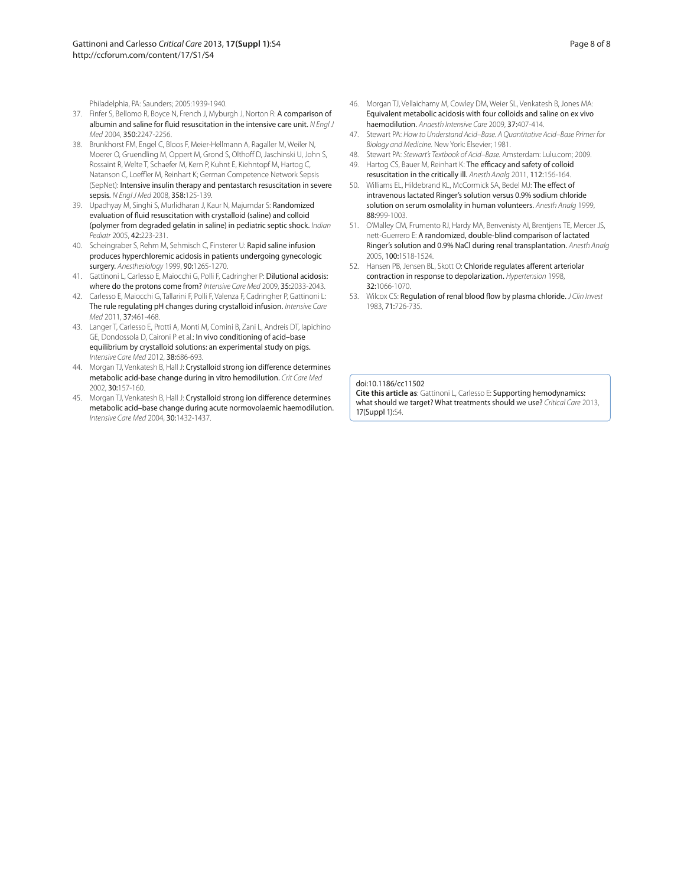Philadelphia, PA: Saunders; 2005:1939-1940.

37. Finfer S, Bellomo R, Boyce N, French J, Myburgh J, Norton R: **A comparison of albumin and saline for fluid resuscitation in the intensive care unit.** *N Engl J Med* 2004, **350:**2247-2256.
38. Brunkhorst FM, Engel C, Bloos F, Meier-Hellmann A, Ragaller M, Weiler N, Moerer O, Gruendling M, Oppert M, Grond S, Olthoff D, Jaschinski U, John S, Rossaint R, Welte T, Schaefer M, Kern P, Kuhnt E, Kiehntopf M, Hartog C, Natanson C, Loeffler M, Reinhart K; German Competence Network Sepsis (SepNet): **Intensive insulin therapy and pentastarch resuscitation in severe sepsis.** *N Engl J Med* 2008, **358:**125-139.
39. Upadhyay M, Singhi S, Murlidharan J, Kaur N, Majumdar S: **Randomized evaluation of fluid resuscitation with crystalloid (saline) and colloid (polymer from degraded gelatin in saline) in pediatric septic shock.** *Indian Pediatr* 2005, **42:**223-231.
40. Scheingraber S, Rehm M, Sehmisch C, Finsterer U: **Rapid saline infusion produces hyperchloremic acidosis in patients undergoing gynecologic surgery.** *Anesthesiology* 1999, **90:**1265-1270.
41. Gattinoni L, Carlesso E, Maiocchi G, Polli F, Cadringher P: **Dilutional acidosis: where do the protons come from?** *Intensive Care Med* 2009, **35:**2033-2043.
42. Carlesso E, Maiocchi G, Tallarini F, Polli F, Valenza F, Cadringher P, Gattinoni L: **The rule regulating pH changes during crystalloid infusion.** *Intensive Care Med* 2011, **37:**461-468.
43. Langer T, Carlesso E, Protti A, Monti M, Comini B, Zani L, Andreis DT, Iapichino GE, Dondossola D, Caironi P et al.: **In vivo conditioning of acid–base equilibrium by crystalloid solutions: an experimental study on pigs.** *Intensive Care Med* 2012, **38:**686-693.
44. Morgan TJ, Venkatesh B, Hall J: **Crystalloid strong ion difference determines metabolic acid-base change during in vitro hemodilution.** *Crit Care Med* 2002, **30:**157-160.
45. Morgan TJ, Venkatesh B, Hall J: **Crystalloid strong ion difference determines metabolic acid–base change during acute normovolaemic haemodilution.** *Intensive Care Med* 2004, **30:**1432-1437.
46. Morgan TJ, Vellaichamy M, Cowley DM, Weier SL, Venkatesh B, Jones MA: **Equivalent metabolic acidosis with four colloids and saline on ex vivo haemodilution.** *Anaesth Intensive Care* 2009, **37:**407-414.
47. Stewart PA: *How to Understand Acid–Base. A Quantitative Acid–Base Primer for Biology and Medicine.* New York: Elsevier; 1981.
48. Stewart PA: *Stewart's Textbook of Acid–Base.* Amsterdam: Lulu.com; 2009.
49. Hartog CS, Bauer M, Reinhart K: **The efficacy and safety of colloid resuscitation in the critically ill.** *Anesth Analg* 2011, **112:**156-164.
50. Williams EL, Hildebrand KL, McCormick SA, Bedel MJ: **The effect of intravenous lactated Ringer's solution versus 0.9% sodium chloride solution on serum osmolality in human volunteers.** *Anesth Analg* 1999, **88:**999-1003.
51. O'Malley CM, Frumento RJ, Hardy MA, Benvenisty AI, Brentjens TE, Mercer JS, nett-Guerrero E: **A randomized, double-blind comparison of lactated Ringer's solution and 0.9% NaCl during renal transplantation.** *Anesth Analg* 2005, **100:**1518-1524.
52. Hansen PB, Jensen BL, Skott O: **Chloride regulates afferent arteriolar contraction in response to depolarization.** *Hypertension* 1998, **32:**1066-1070.
53. Wilcox CS: **Regulation of renal blood flow by plasma chloride.** *J Clin Invest* 1983, **71:**726-735.

doi:10.1186/cc11502

**Cite this article as**: Gattinoni L, Carlesso E: **Supporting hemodynamics: what should we target? What treatments should we use?** *Critical Care* 2013, **17(Suppl 1):**S4.